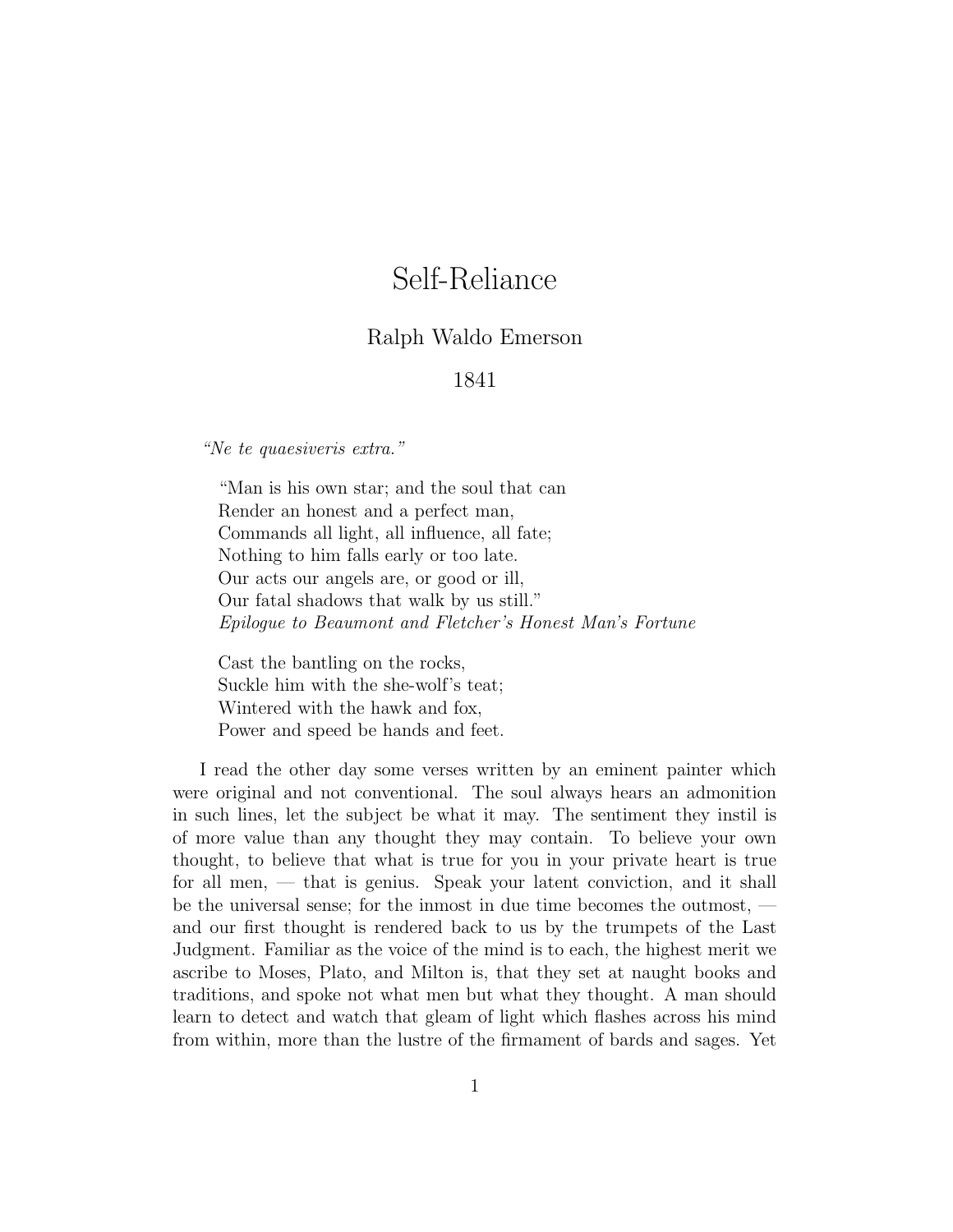# Self-Reliance

Ralph Waldo Emerson

1841

*"Ne te quaesiveris extra."*

> "Man is his own star; and the soul that can
> Render an honest and a perfect man,
> Commands all light, all influence, all fate;
> Nothing to him falls early or too late.
> Our acts our angels are, or good or ill,
> Our fatal shadows that walk by us still."
> *Epilogue to Beaumont and Fletcher's Honest Man's Fortune*

> Cast the bantling on the rocks,
> Suckle him with the she-wolf's teat;
> Wintered with the hawk and fox,
> Power and speed be hands and feet.

I read the other day some verses written by an eminent painter which were original and not conventional. The soul always hears an admonition in such lines, let the subject be what it may. The sentiment they instil is of more value than any thought they may contain. To believe your own thought, to believe that what is true for you in your private heart is true for all men, — that is genius. Speak your latent conviction, and it shall be the universal sense; for the inmost in due time becomes the outmost, — and our first thought is rendered back to us by the trumpets of the Last Judgment. Familiar as the voice of the mind is to each, the highest merit we ascribe to Moses, Plato, and Milton is, that they set at naught books and traditions, and spoke not what men but what they thought. A man should learn to detect and watch that gleam of light which flashes across his mind from within, more than the lustre of the firmament of bards and sages. Yet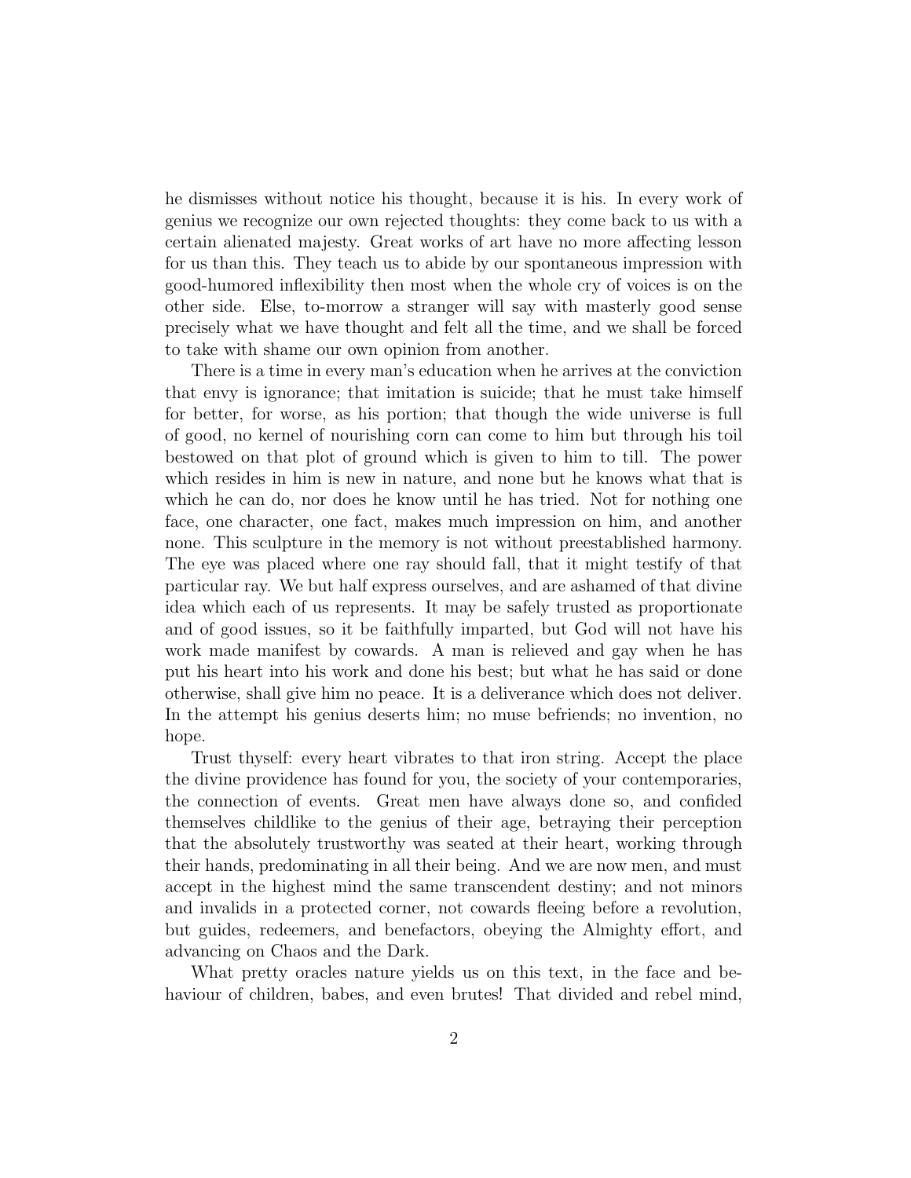he dismisses without notice his thought, because it is his. In every work of genius we recognize our own rejected thoughts: they come back to us with a certain alienated majesty. Great works of art have no more affecting lesson for us than this. They teach us to abide by our spontaneous impression with good-humored inflexibility then most when the whole cry of voices is on the other side. Else, to-morrow a stranger will say with masterly good sense precisely what we have thought and felt all the time, and we shall be forced to take with shame our own opinion from another.

There is a time in every man's education when he arrives at the conviction that envy is ignorance; that imitation is suicide; that he must take himself for better, for worse, as his portion; that though the wide universe is full of good, no kernel of nourishing corn can come to him but through his toil bestowed on that plot of ground which is given to him to till. The power which resides in him is new in nature, and none but he knows what that is which he can do, nor does he know until he has tried. Not for nothing one face, one character, one fact, makes much impression on him, and another none. This sculpture in the memory is not without preestablished harmony. The eye was placed where one ray should fall, that it might testify of that particular ray. We but half express ourselves, and are ashamed of that divine idea which each of us represents. It may be safely trusted as proportionate and of good issues, so it be faithfully imparted, but God will not have his work made manifest by cowards. A man is relieved and gay when he has put his heart into his work and done his best; but what he has said or done otherwise, shall give him no peace. It is a deliverance which does not deliver. In the attempt his genius deserts him; no muse befriends; no invention, no hope.

Trust thyself: every heart vibrates to that iron string. Accept the place the divine providence has found for you, the society of your contemporaries, the connection of events. Great men have always done so, and confided themselves childlike to the genius of their age, betraying their perception that the absolutely trustworthy was seated at their heart, working through their hands, predominating in all their being. And we are now men, and must accept in the highest mind the same transcendent destiny; and not minors and invalids in a protected corner, not cowards fleeing before a revolution, but guides, redeemers, and benefactors, obeying the Almighty effort, and advancing on Chaos and the Dark.

What pretty oracles nature yields us on this text, in the face and behaviour of children, babes, and even brutes! That divided and rebel mind,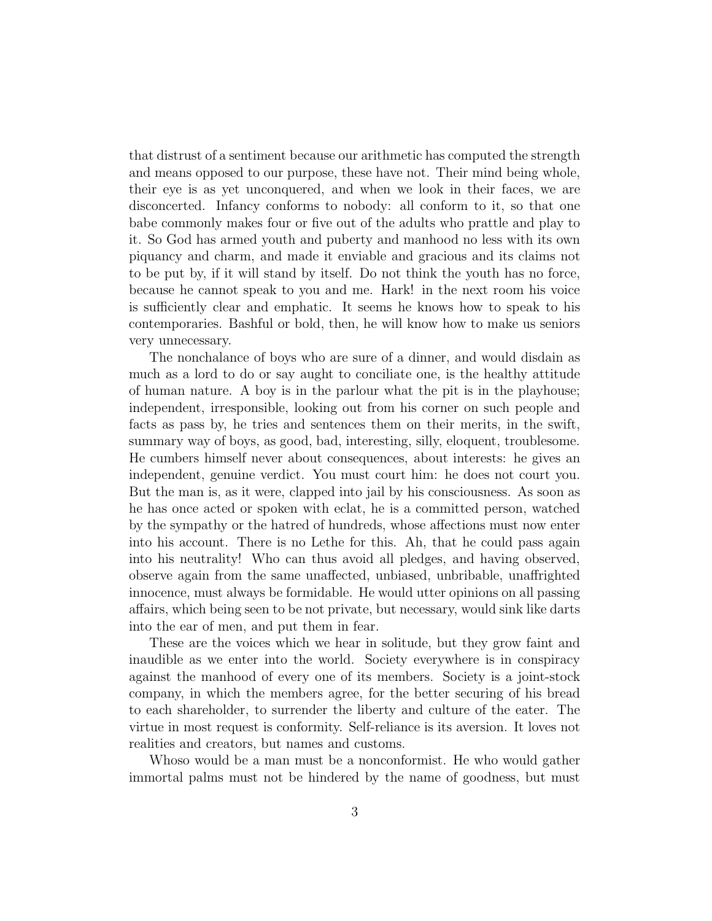that distrust of a sentiment because our arithmetic has computed the strength and means opposed to our purpose, these have not. Their mind being whole, their eye is as yet unconquered, and when we look in their faces, we are disconcerted. Infancy conforms to nobody: all conform to it, so that one babe commonly makes four or five out of the adults who prattle and play to it. So God has armed youth and puberty and manhood no less with its own piquancy and charm, and made it enviable and gracious and its claims not to be put by, if it will stand by itself. Do not think the youth has no force, because he cannot speak to you and me. Hark! in the next room his voice is sufficiently clear and emphatic. It seems he knows how to speak to his contemporaries. Bashful or bold, then, he will know how to make us seniors very unnecessary.

The nonchalance of boys who are sure of a dinner, and would disdain as much as a lord to do or say aught to conciliate one, is the healthy attitude of human nature. A boy is in the parlour what the pit is in the playhouse; independent, irresponsible, looking out from his corner on such people and facts as pass by, he tries and sentences them on their merits, in the swift, summary way of boys, as good, bad, interesting, silly, eloquent, troublesome. He cumbers himself never about consequences, about interests: he gives an independent, genuine verdict. You must court him: he does not court you. But the man is, as it were, clapped into jail by his consciousness. As soon as he has once acted or spoken with eclat, he is a committed person, watched by the sympathy or the hatred of hundreds, whose affections must now enter into his account. There is no Lethe for this. Ah, that he could pass again into his neutrality! Who can thus avoid all pledges, and having observed, observe again from the same unaffected, unbiased, unbribable, unaffrighted innocence, must always be formidable. He would utter opinions on all passing affairs, which being seen to be not private, but necessary, would sink like darts into the ear of men, and put them in fear.

These are the voices which we hear in solitude, but they grow faint and inaudible as we enter into the world. Society everywhere is in conspiracy against the manhood of every one of its members. Society is a joint-stock company, in which the members agree, for the better securing of his bread to each shareholder, to surrender the liberty and culture of the eater. The virtue in most request is conformity. Self-reliance is its aversion. It loves not realities and creators, but names and customs.

Whoso would be a man must be a nonconformist. He who would gather immortal palms must not be hindered by the name of goodness, but must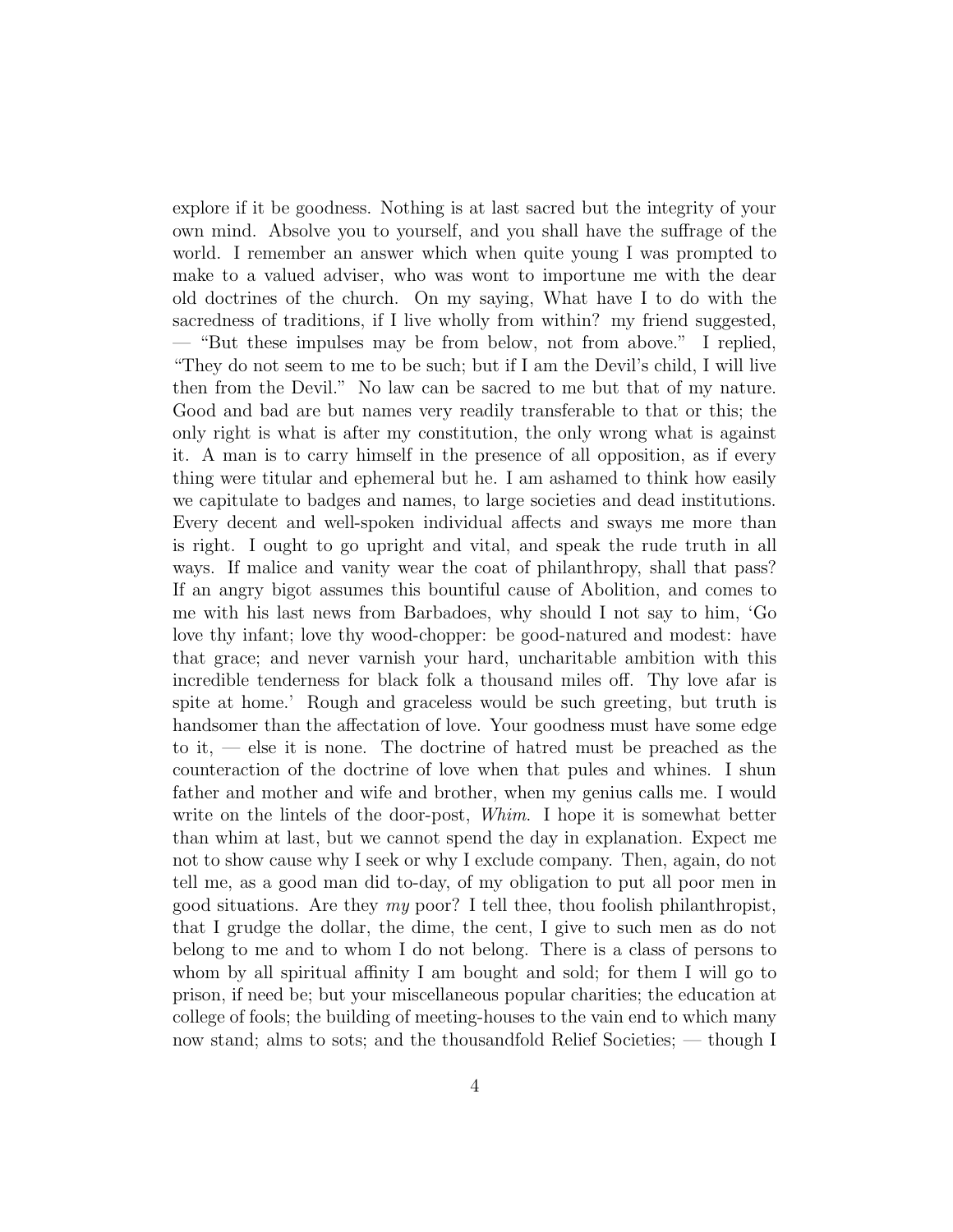explore if it be goodness. Nothing is at last sacred but the integrity of your own mind. Absolve you to yourself, and you shall have the suffrage of the world. I remember an answer which when quite young I was prompted to make to a valued adviser, who was wont to importune me with the dear old doctrines of the church. On my saying, What have I to do with the sacredness of traditions, if I live wholly from within? my friend suggested, — "But these impulses may be from below, not from above." I replied, "They do not seem to me to be such; but if I am the Devil's child, I will live then from the Devil." No law can be sacred to me but that of my nature. Good and bad are but names very readily transferable to that or this; the only right is what is after my constitution, the only wrong what is against it. A man is to carry himself in the presence of all opposition, as if every thing were titular and ephemeral but he. I am ashamed to think how easily we capitulate to badges and names, to large societies and dead institutions. Every decent and well-spoken individual affects and sways me more than is right. I ought to go upright and vital, and speak the rude truth in all ways. If malice and vanity wear the coat of philanthropy, shall that pass? If an angry bigot assumes this bountiful cause of Abolition, and comes to me with his last news from Barbadoes, why should I not say to him, 'Go love thy infant; love thy wood-chopper: be good-natured and modest: have that grace; and never varnish your hard, uncharitable ambition with this incredible tenderness for black folk a thousand miles off. Thy love afar is spite at home.' Rough and graceless would be such greeting, but truth is handsomer than the affectation of love. Your goodness must have some edge to it, — else it is none. The doctrine of hatred must be preached as the counteraction of the doctrine of love when that pules and whines. I shun father and mother and wife and brother, when my genius calls me. I would write on the lintels of the door-post, *Whim.* I hope it is somewhat better than whim at last, but we cannot spend the day in explanation. Expect me not to show cause why I seek or why I exclude company. Then, again, do not tell me, as a good man did to-day, of my obligation to put all poor men in good situations. Are they *my* poor? I tell thee, thou foolish philanthropist, that I grudge the dollar, the dime, the cent, I give to such men as do not belong to me and to whom I do not belong. There is a class of persons to whom by all spiritual affinity I am bought and sold; for them I will go to prison, if need be; but your miscellaneous popular charities; the education at college of fools; the building of meeting-houses to the vain end to which many now stand; alms to sots; and the thousandfold Relief Societies; — though I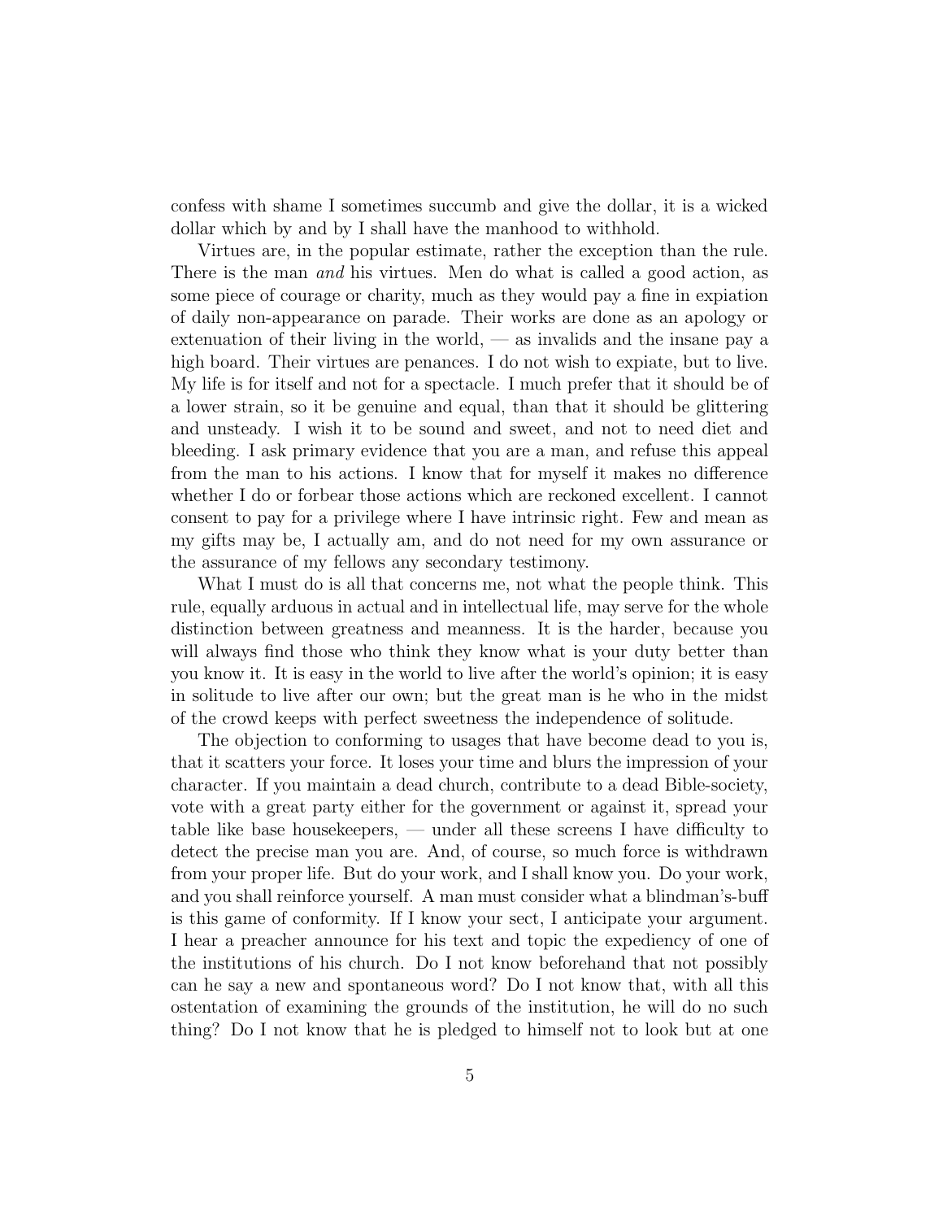confess with shame I sometimes succumb and give the dollar, it is a wicked dollar which by and by I shall have the manhood to withhold.

Virtues are, in the popular estimate, rather the exception than the rule. There is the man *and* his virtues. Men do what is called a good action, as some piece of courage or charity, much as they would pay a fine in expiation of daily non-appearance on parade. Their works are done as an apology or extenuation of their living in the world, — as invalids and the insane pay a high board. Their virtues are penances. I do not wish to expiate, but to live. My life is for itself and not for a spectacle. I much prefer that it should be of a lower strain, so it be genuine and equal, than that it should be glittering and unsteady. I wish it to be sound and sweet, and not to need diet and bleeding. I ask primary evidence that you are a man, and refuse this appeal from the man to his actions. I know that for myself it makes no difference whether I do or forbear those actions which are reckoned excellent. I cannot consent to pay for a privilege where I have intrinsic right. Few and mean as my gifts may be, I actually am, and do not need for my own assurance or the assurance of my fellows any secondary testimony.

What I must do is all that concerns me, not what the people think. This rule, equally arduous in actual and in intellectual life, may serve for the whole distinction between greatness and meanness. It is the harder, because you will always find those who think they know what is your duty better than you know it. It is easy in the world to live after the world's opinion; it is easy in solitude to live after our own; but the great man is he who in the midst of the crowd keeps with perfect sweetness the independence of solitude.

The objection to conforming to usages that have become dead to you is, that it scatters your force. It loses your time and blurs the impression of your character. If you maintain a dead church, contribute to a dead Bible-society, vote with a great party either for the government or against it, spread your table like base housekeepers, — under all these screens I have difficulty to detect the precise man you are. And, of course, so much force is withdrawn from your proper life. But do your work, and I shall know you. Do your work, and you shall reinforce yourself. A man must consider what a blindman's-buff is this game of conformity. If I know your sect, I anticipate your argument. I hear a preacher announce for his text and topic the expediency of one of the institutions of his church. Do I not know beforehand that not possibly can he say a new and spontaneous word? Do I not know that, with all this ostentation of examining the grounds of the institution, he will do no such thing? Do I not know that he is pledged to himself not to look but at one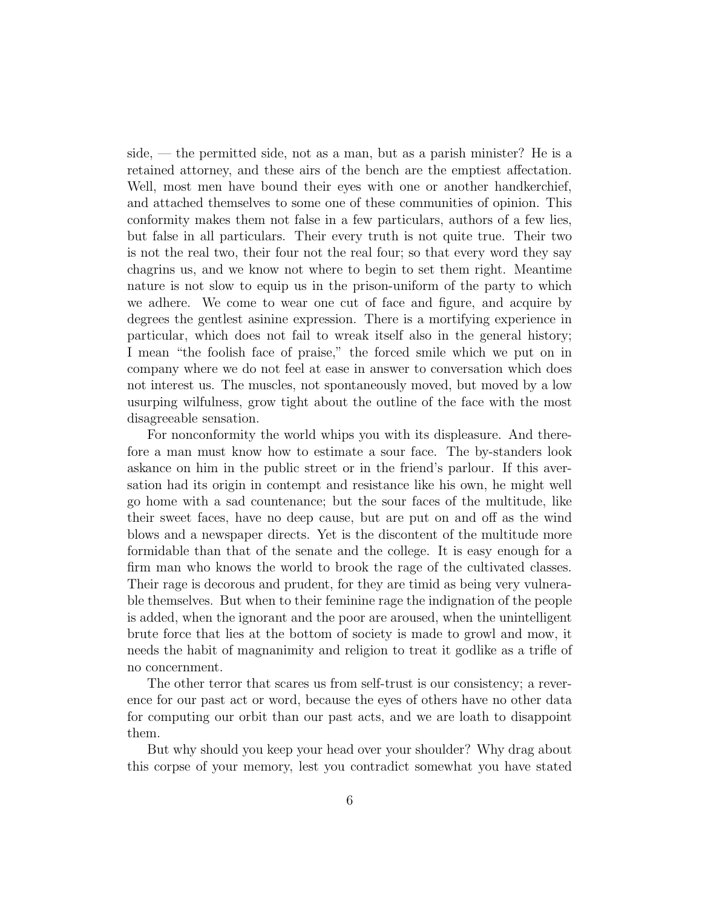side, — the permitted side, not as a man, but as a parish minister? He is a retained attorney, and these airs of the bench are the emptiest affectation. Well, most men have bound their eyes with one or another handkerchief, and attached themselves to some one of these communities of opinion. This conformity makes them not false in a few particulars, authors of a few lies, but false in all particulars. Their every truth is not quite true. Their two is not the real two, their four not the real four; so that every word they say chagrins us, and we know not where to begin to set them right. Meantime nature is not slow to equip us in the prison-uniform of the party to which we adhere. We come to wear one cut of face and figure, and acquire by degrees the gentlest asinine expression. There is a mortifying experience in particular, which does not fail to wreak itself also in the general history; I mean "the foolish face of praise," the forced smile which we put on in company where we do not feel at ease in answer to conversation which does not interest us. The muscles, not spontaneously moved, but moved by a low usurping wilfulness, grow tight about the outline of the face with the most disagreeable sensation.

For nonconformity the world whips you with its displeasure. And therefore a man must know how to estimate a sour face. The by-standers look askance on him in the public street or in the friend's parlour. If this aversation had its origin in contempt and resistance like his own, he might well go home with a sad countenance; but the sour faces of the multitude, like their sweet faces, have no deep cause, but are put on and off as the wind blows and a newspaper directs. Yet is the discontent of the multitude more formidable than that of the senate and the college. It is easy enough for a firm man who knows the world to brook the rage of the cultivated classes. Their rage is decorous and prudent, for they are timid as being very vulnerable themselves. But when to their feminine rage the indignation of the people is added, when the ignorant and the poor are aroused, when the unintelligent brute force that lies at the bottom of society is made to growl and mow, it needs the habit of magnanimity and religion to treat it godlike as a trifle of no concernment.

The other terror that scares us from self-trust is our consistency; a reverence for our past act or word, because the eyes of others have no other data for computing our orbit than our past acts, and we are loath to disappoint them.

But why should you keep your head over your shoulder? Why drag about this corpse of your memory, lest you contradict somewhat you have stated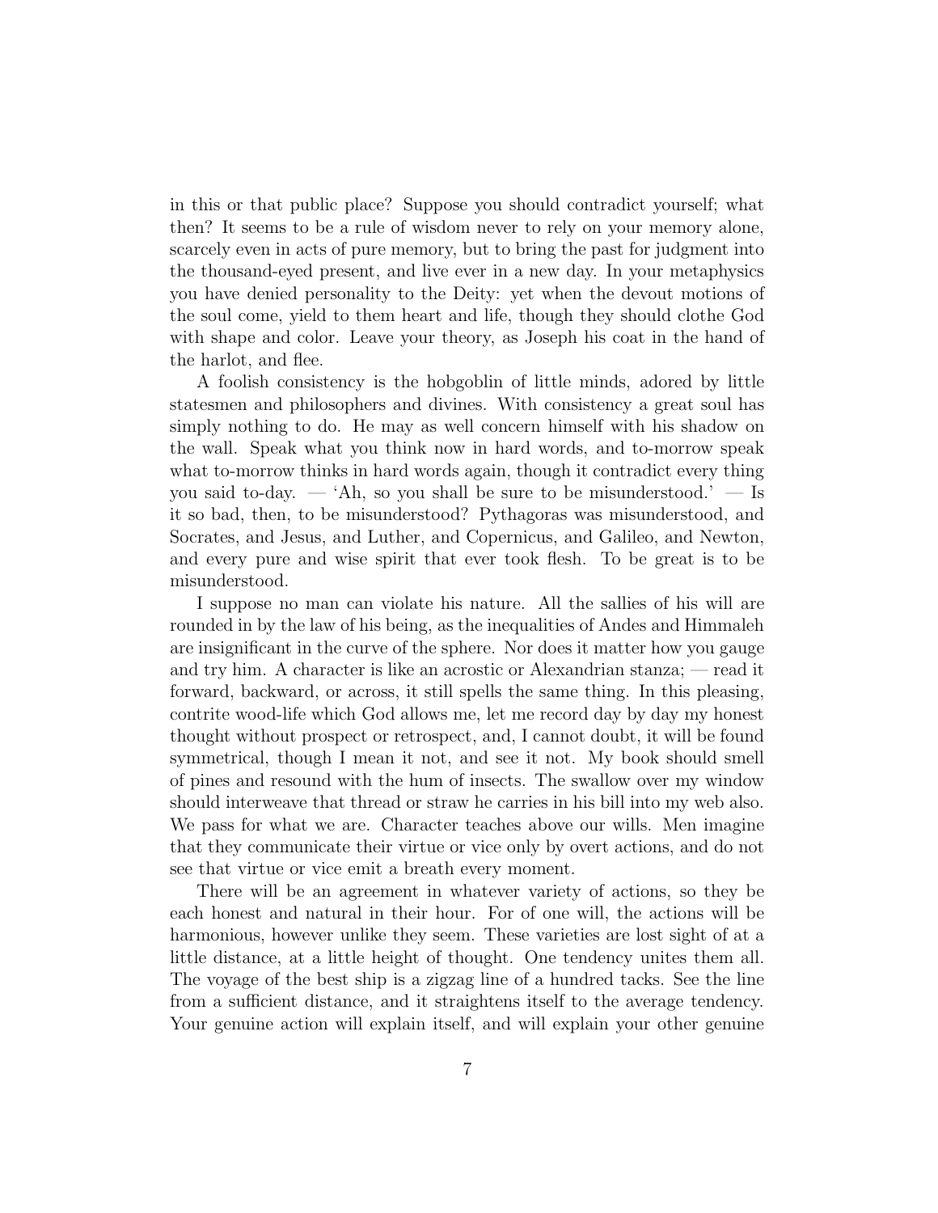in this or that public place? Suppose you should contradict yourself; what then? It seems to be a rule of wisdom never to rely on your memory alone, scarcely even in acts of pure memory, but to bring the past for judgment into the thousand-eyed present, and live ever in a new day. In your metaphysics you have denied personality to the Deity: yet when the devout motions of the soul come, yield to them heart and life, though they should clothe God with shape and color. Leave your theory, as Joseph his coat in the hand of the harlot, and flee.

A foolish consistency is the hobgoblin of little minds, adored by little statesmen and philosophers and divines. With consistency a great soul has simply nothing to do. He may as well concern himself with his shadow on the wall. Speak what you think now in hard words, and to-morrow speak what to-morrow thinks in hard words again, though it contradict every thing you said to-day. — 'Ah, so you shall be sure to be misunderstood.' — Is it so bad, then, to be misunderstood? Pythagoras was misunderstood, and Socrates, and Jesus, and Luther, and Copernicus, and Galileo, and Newton, and every pure and wise spirit that ever took flesh. To be great is to be misunderstood.

I suppose no man can violate his nature. All the sallies of his will are rounded in by the law of his being, as the inequalities of Andes and Himmaleh are insignificant in the curve of the sphere. Nor does it matter how you gauge and try him. A character is like an acrostic or Alexandrian stanza; — read it forward, backward, or across, it still spells the same thing. In this pleasing, contrite wood-life which God allows me, let me record day by day my honest thought without prospect or retrospect, and, I cannot doubt, it will be found symmetrical, though I mean it not, and see it not. My book should smell of pines and resound with the hum of insects. The swallow over my window should interweave that thread or straw he carries in his bill into my web also. We pass for what we are. Character teaches above our wills. Men imagine that they communicate their virtue or vice only by overt actions, and do not see that virtue or vice emit a breath every moment.

There will be an agreement in whatever variety of actions, so they be each honest and natural in their hour. For of one will, the actions will be harmonious, however unlike they seem. These varieties are lost sight of at a little distance, at a little height of thought. One tendency unites them all. The voyage of the best ship is a zigzag line of a hundred tacks. See the line from a sufficient distance, and it straightens itself to the average tendency. Your genuine action will explain itself, and will explain your other genuine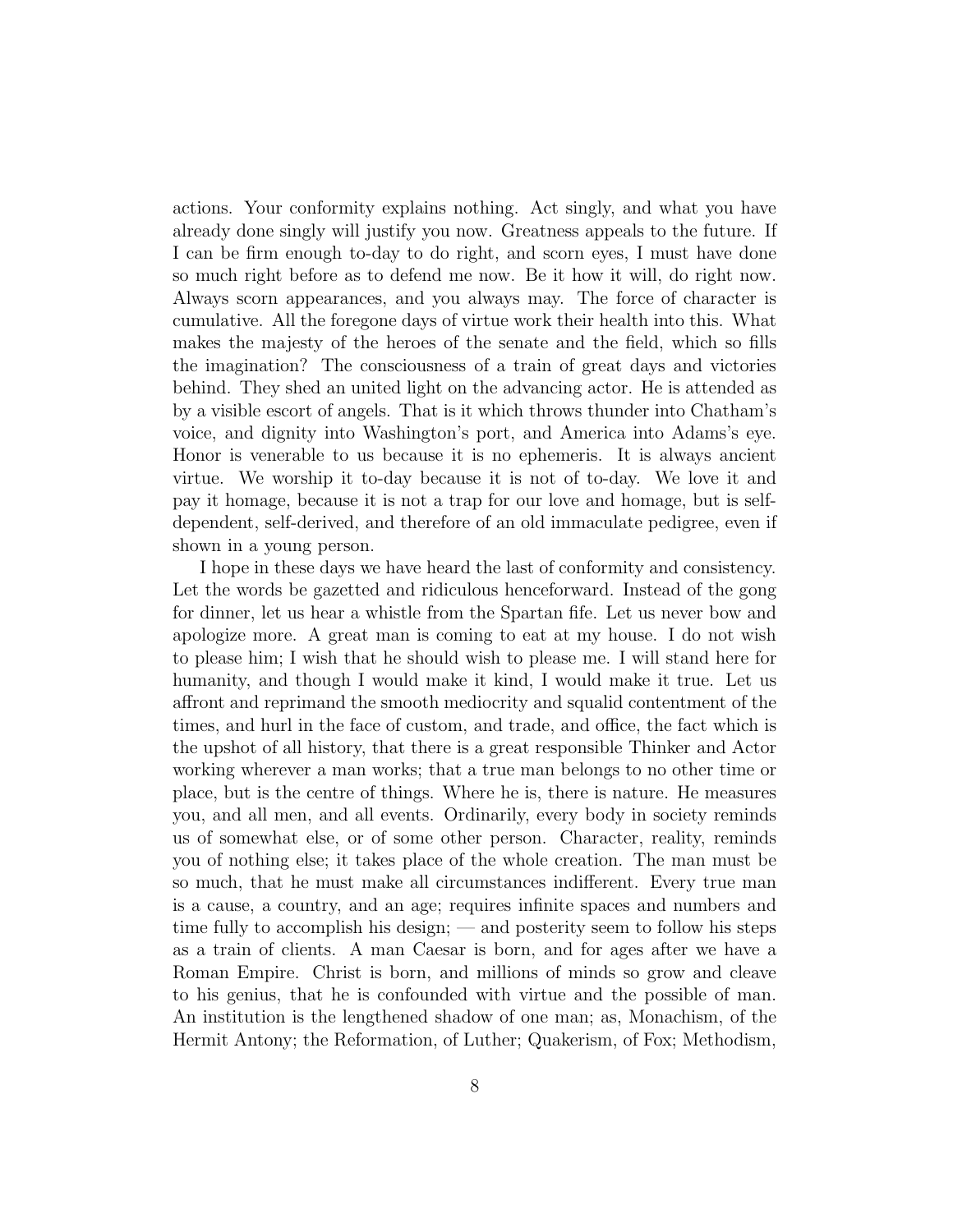actions. Your conformity explains nothing. Act singly, and what you have already done singly will justify you now. Greatness appeals to the future. If I can be firm enough to-day to do right, and scorn eyes, I must have done so much right before as to defend me now. Be it how it will, do right now. Always scorn appearances, and you always may. The force of character is cumulative. All the foregone days of virtue work their health into this. What makes the majesty of the heroes of the senate and the field, which so fills the imagination? The consciousness of a train of great days and victories behind. They shed an united light on the advancing actor. He is attended as by a visible escort of angels. That is it which throws thunder into Chatham's voice, and dignity into Washington's port, and America into Adams's eye. Honor is venerable to us because it is no ephemeris. It is always ancient virtue. We worship it to-day because it is not of to-day. We love it and pay it homage, because it is not a trap for our love and homage, but is self-dependent, self-derived, and therefore of an old immaculate pedigree, even if shown in a young person.

I hope in these days we have heard the last of conformity and consistency. Let the words be gazetted and ridiculous henceforward. Instead of the gong for dinner, let us hear a whistle from the Spartan fife. Let us never bow and apologize more. A great man is coming to eat at my house. I do not wish to please him; I wish that he should wish to please me. I will stand here for humanity, and though I would make it kind, I would make it true. Let us affront and reprimand the smooth mediocrity and squalid contentment of the times, and hurl in the face of custom, and trade, and office, the fact which is the upshot of all history, that there is a great responsible Thinker and Actor working wherever a man works; that a true man belongs to no other time or place, but is the centre of things. Where he is, there is nature. He measures you, and all men, and all events. Ordinarily, every body in society reminds us of somewhat else, or of some other person. Character, reality, reminds you of nothing else; it takes place of the whole creation. The man must be so much, that he must make all circumstances indifferent. Every true man is a cause, a country, and an age; requires infinite spaces and numbers and time fully to accomplish his design; — and posterity seem to follow his steps as a train of clients. A man Caesar is born, and for ages after we have a Roman Empire. Christ is born, and millions of minds so grow and cleave to his genius, that he is confounded with virtue and the possible of man. An institution is the lengthened shadow of one man; as, Monachism, of the Hermit Antony; the Reformation, of Luther; Quakerism, of Fox; Methodism,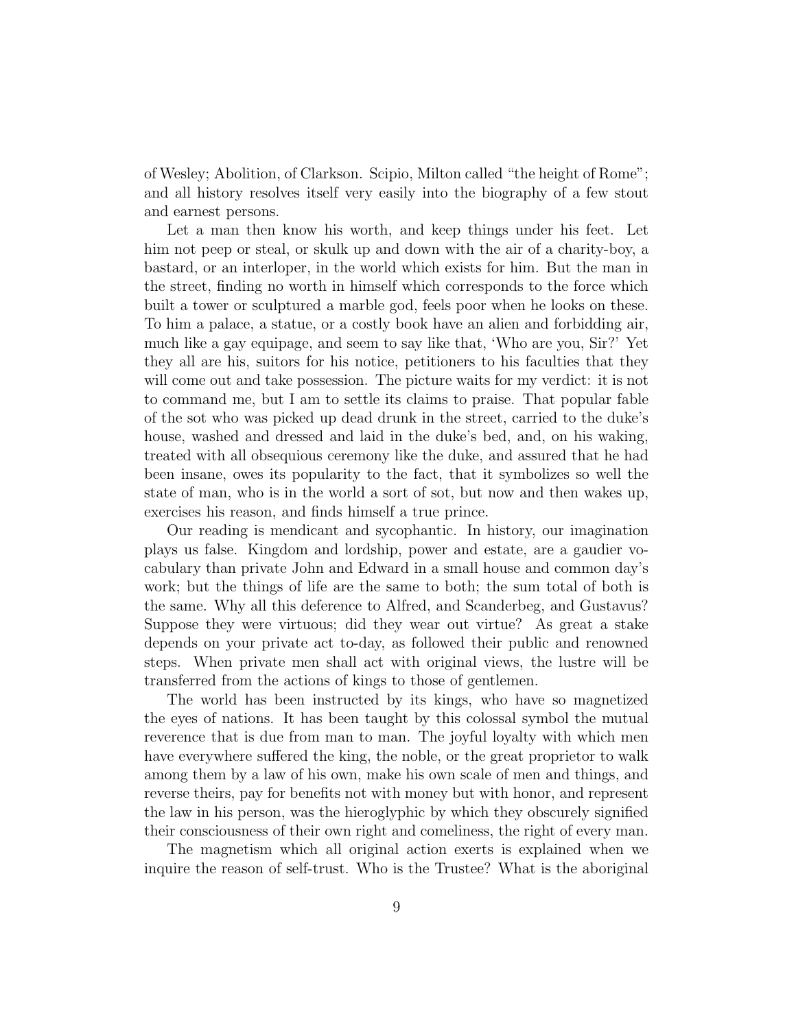of Wesley; Abolition, of Clarkson. Scipio, Milton called "the height of Rome"; and all history resolves itself very easily into the biography of a few stout and earnest persons.

Let a man then know his worth, and keep things under his feet. Let him not peep or steal, or skulk up and down with the air of a charity-boy, a bastard, or an interloper, in the world which exists for him. But the man in the street, finding no worth in himself which corresponds to the force which built a tower or sculptured a marble god, feels poor when he looks on these. To him a palace, a statue, or a costly book have an alien and forbidding air, much like a gay equipage, and seem to say like that, 'Who are you, Sir?' Yet they all are his, suitors for his notice, petitioners to his faculties that they will come out and take possession. The picture waits for my verdict: it is not to command me, but I am to settle its claims to praise. That popular fable of the sot who was picked up dead drunk in the street, carried to the duke's house, washed and dressed and laid in the duke's bed, and, on his waking, treated with all obsequious ceremony like the duke, and assured that he had been insane, owes its popularity to the fact, that it symbolizes so well the state of man, who is in the world a sort of sot, but now and then wakes up, exercises his reason, and finds himself a true prince.

Our reading is mendicant and sycophantic. In history, our imagination plays us false. Kingdom and lordship, power and estate, are a gaudier vocabulary than private John and Edward in a small house and common day's work; but the things of life are the same to both; the sum total of both is the same. Why all this deference to Alfred, and Scanderbeg, and Gustavus? Suppose they were virtuous; did they wear out virtue? As great a stake depends on your private act to-day, as followed their public and renowned steps. When private men shall act with original views, the lustre will be transferred from the actions of kings to those of gentlemen.

The world has been instructed by its kings, who have so magnetized the eyes of nations. It has been taught by this colossal symbol the mutual reverence that is due from man to man. The joyful loyalty with which men have everywhere suffered the king, the noble, or the great proprietor to walk among them by a law of his own, make his own scale of men and things, and reverse theirs, pay for benefits not with money but with honor, and represent the law in his person, was the hieroglyphic by which they obscurely signified their consciousness of their own right and comeliness, the right of every man.

The magnetism which all original action exerts is explained when we inquire the reason of self-trust. Who is the Trustee? What is the aboriginal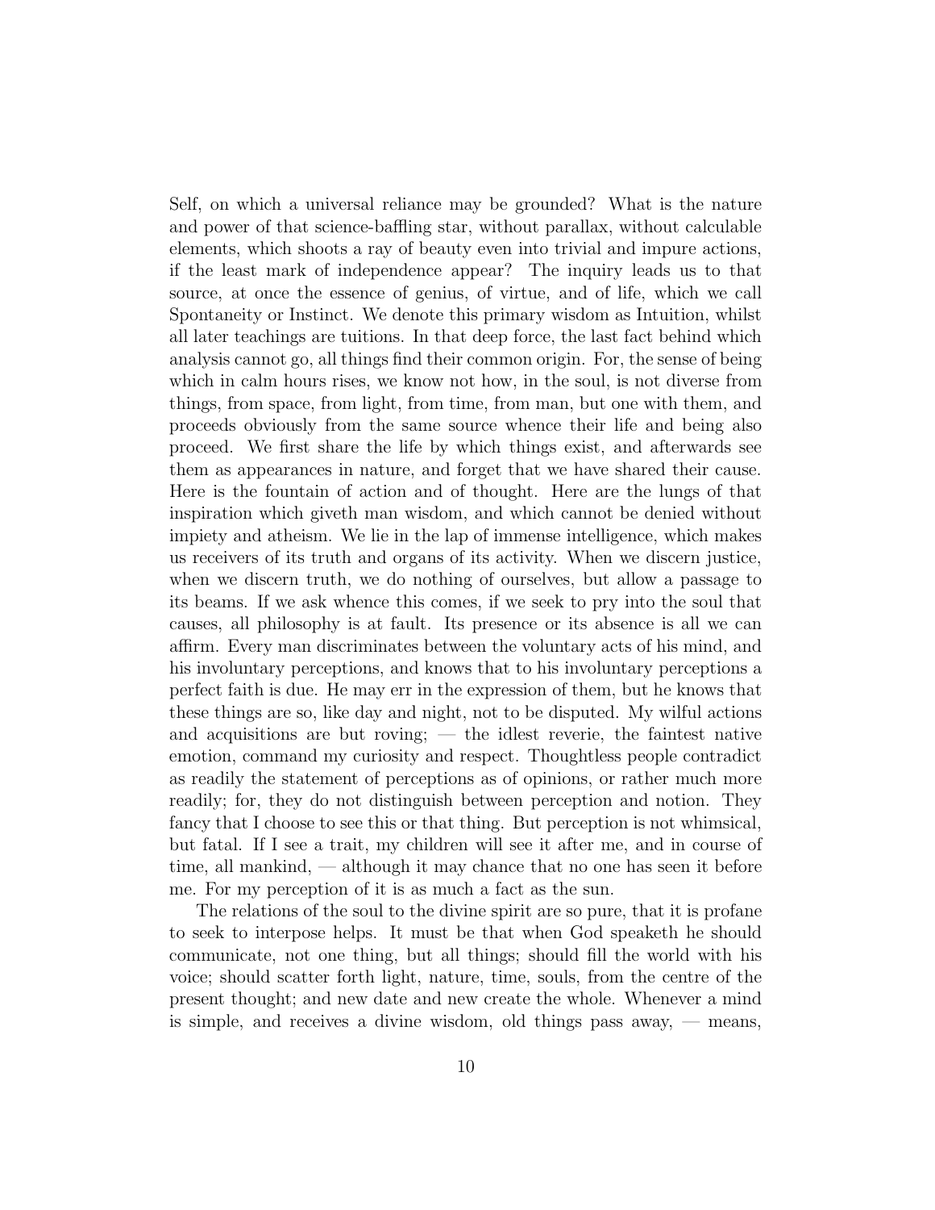Self, on which a universal reliance may be grounded? What is the nature and power of that science-baffling star, without parallax, without calculable elements, which shoots a ray of beauty even into trivial and impure actions, if the least mark of independence appear? The inquiry leads us to that source, at once the essence of genius, of virtue, and of life, which we call Spontaneity or Instinct. We denote this primary wisdom as Intuition, whilst all later teachings are tuitions. In that deep force, the last fact behind which analysis cannot go, all things find their common origin. For, the sense of being which in calm hours rises, we know not how, in the soul, is not diverse from things, from space, from light, from time, from man, but one with them, and proceeds obviously from the same source whence their life and being also proceed. We first share the life by which things exist, and afterwards see them as appearances in nature, and forget that we have shared their cause. Here is the fountain of action and of thought. Here are the lungs of that inspiration which giveth man wisdom, and which cannot be denied without impiety and atheism. We lie in the lap of immense intelligence, which makes us receivers of its truth and organs of its activity. When we discern justice, when we discern truth, we do nothing of ourselves, but allow a passage to its beams. If we ask whence this comes, if we seek to pry into the soul that causes, all philosophy is at fault. Its presence or its absence is all we can affirm. Every man discriminates between the voluntary acts of his mind, and his involuntary perceptions, and knows that to his involuntary perceptions a perfect faith is due. He may err in the expression of them, but he knows that these things are so, like day and night, not to be disputed. My wilful actions and acquisitions are but roving; — the idlest reverie, the faintest native emotion, command my curiosity and respect. Thoughtless people contradict as readily the statement of perceptions as of opinions, or rather much more readily; for, they do not distinguish between perception and notion. They fancy that I choose to see this or that thing. But perception is not whimsical, but fatal. If I see a trait, my children will see it after me, and in course of time, all mankind, — although it may chance that no one has seen it before me. For my perception of it is as much a fact as the sun.

The relations of the soul to the divine spirit are so pure, that it is profane to seek to interpose helps. It must be that when God speaketh he should communicate, not one thing, but all things; should fill the world with his voice; should scatter forth light, nature, time, souls, from the centre of the present thought; and new date and new create the whole. Whenever a mind is simple, and receives a divine wisdom, old things pass away, — means,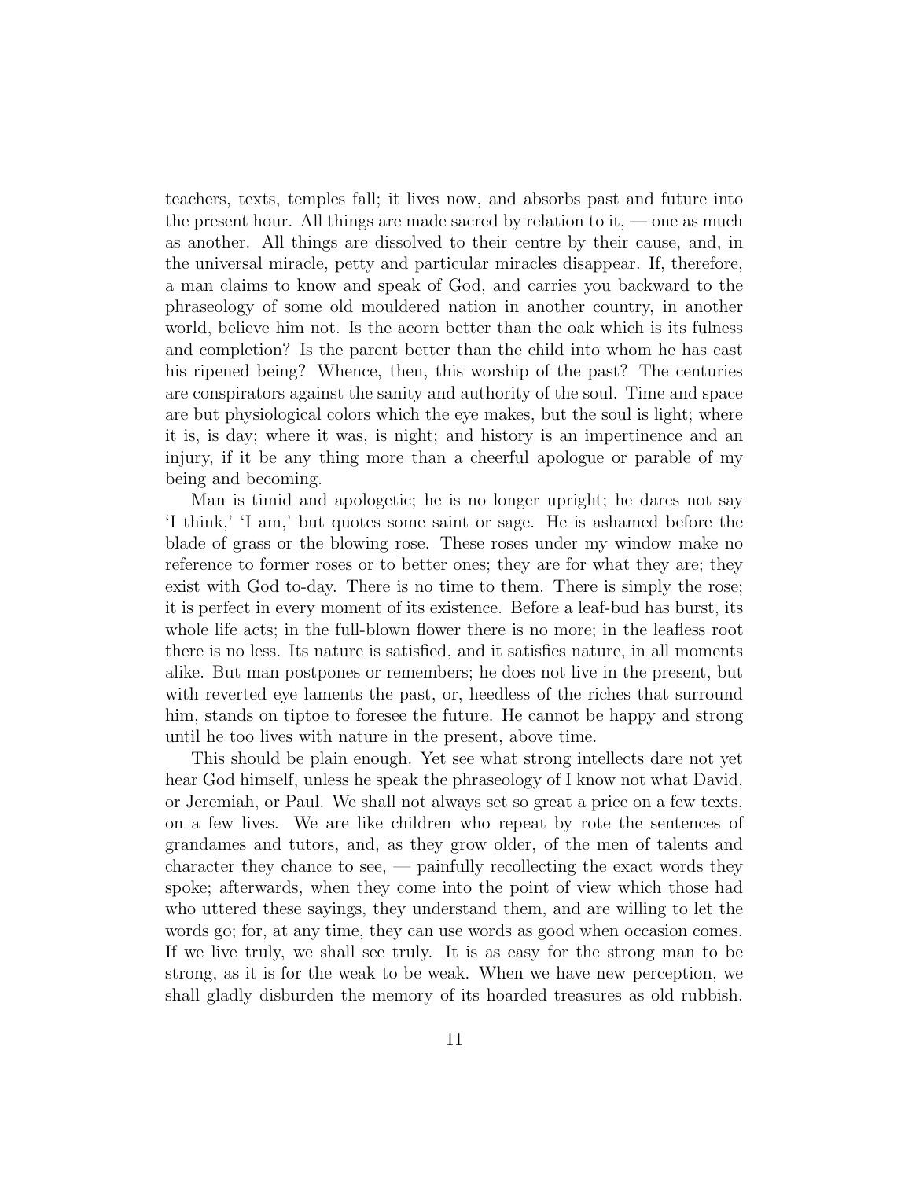teachers, texts, temples fall; it lives now, and absorbs past and future into the present hour. All things are made sacred by relation to it, — one as much as another. All things are dissolved to their centre by their cause, and, in the universal miracle, petty and particular miracles disappear. If, therefore, a man claims to know and speak of God, and carries you backward to the phraseology of some old mouldered nation in another country, in another world, believe him not. Is the acorn better than the oak which is its fulness and completion? Is the parent better than the child into whom he has cast his ripened being? Whence, then, this worship of the past? The centuries are conspirators against the sanity and authority of the soul. Time and space are but physiological colors which the eye makes, but the soul is light; where it is, is day; where it was, is night; and history is an impertinence and an injury, if it be any thing more than a cheerful apologue or parable of my being and becoming.

Man is timid and apologetic; he is no longer upright; he dares not say 'I think,' 'I am,' but quotes some saint or sage. He is ashamed before the blade of grass or the blowing rose. These roses under my window make no reference to former roses or to better ones; they are for what they are; they exist with God to-day. There is no time to them. There is simply the rose; it is perfect in every moment of its existence. Before a leaf-bud has burst, its whole life acts; in the full-blown flower there is no more; in the leafless root there is no less. Its nature is satisfied, and it satisfies nature, in all moments alike. But man postpones or remembers; he does not live in the present, but with reverted eye laments the past, or, heedless of the riches that surround him, stands on tiptoe to foresee the future. He cannot be happy and strong until he too lives with nature in the present, above time.

This should be plain enough. Yet see what strong intellects dare not yet hear God himself, unless he speak the phraseology of I know not what David, or Jeremiah, or Paul. We shall not always set so great a price on a few texts, on a few lives. We are like children who repeat by rote the sentences of grandames and tutors, and, as they grow older, of the men of talents and character they chance to see, — painfully recollecting the exact words they spoke; afterwards, when they come into the point of view which those had who uttered these sayings, they understand them, and are willing to let the words go; for, at any time, they can use words as good when occasion comes. If we live truly, we shall see truly. It is as easy for the strong man to be strong, as it is for the weak to be weak. When we have new perception, we shall gladly disburden the memory of its hoarded treasures as old rubbish.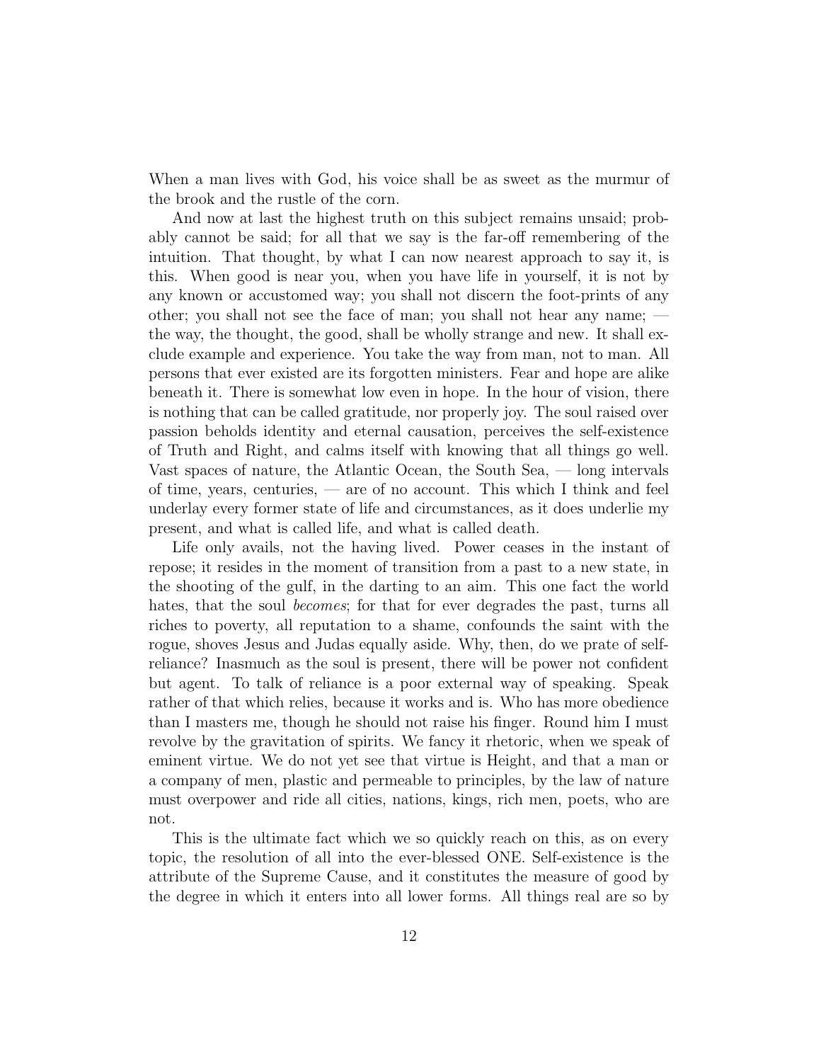When a man lives with God, his voice shall be as sweet as the murmur of the brook and the rustle of the corn.

And now at last the highest truth on this subject remains unsaid; probably cannot be said; for all that we say is the far-off remembering of the intuition. That thought, by what I can now nearest approach to say it, is this. When good is near you, when you have life in yourself, it is not by any known or accustomed way; you shall not discern the foot-prints of any other; you shall not see the face of man; you shall not hear any name; — the way, the thought, the good, shall be wholly strange and new. It shall exclude example and experience. You take the way from man, not to man. All persons that ever existed are its forgotten ministers. Fear and hope are alike beneath it. There is somewhat low even in hope. In the hour of vision, there is nothing that can be called gratitude, nor properly joy. The soul raised over passion beholds identity and eternal causation, perceives the self-existence of Truth and Right, and calms itself with knowing that all things go well. Vast spaces of nature, the Atlantic Ocean, the South Sea, — long intervals of time, years, centuries, — are of no account. This which I think and feel underlay every former state of life and circumstances, as it does underlie my present, and what is called life, and what is called death.

Life only avails, not the having lived. Power ceases in the instant of repose; it resides in the moment of transition from a past to a new state, in the shooting of the gulf, in the darting to an aim. This one fact the world hates, that the soul *becomes*; for that for ever degrades the past, turns all riches to poverty, all reputation to a shame, confounds the saint with the rogue, shoves Jesus and Judas equally aside. Why, then, do we prate of self-reliance? Inasmuch as the soul is present, there will be power not confident but agent. To talk of reliance is a poor external way of speaking. Speak rather of that which relies, because it works and is. Who has more obedience than I masters me, though he should not raise his finger. Round him I must revolve by the gravitation of spirits. We fancy it rhetoric, when we speak of eminent virtue. We do not yet see that virtue is Height, and that a man or a company of men, plastic and permeable to principles, by the law of nature must overpower and ride all cities, nations, kings, rich men, poets, who are not.

This is the ultimate fact which we so quickly reach on this, as on every topic, the resolution of all into the ever-blessed ONE. Self-existence is the attribute of the Supreme Cause, and it constitutes the measure of good by the degree in which it enters into all lower forms. All things real are so by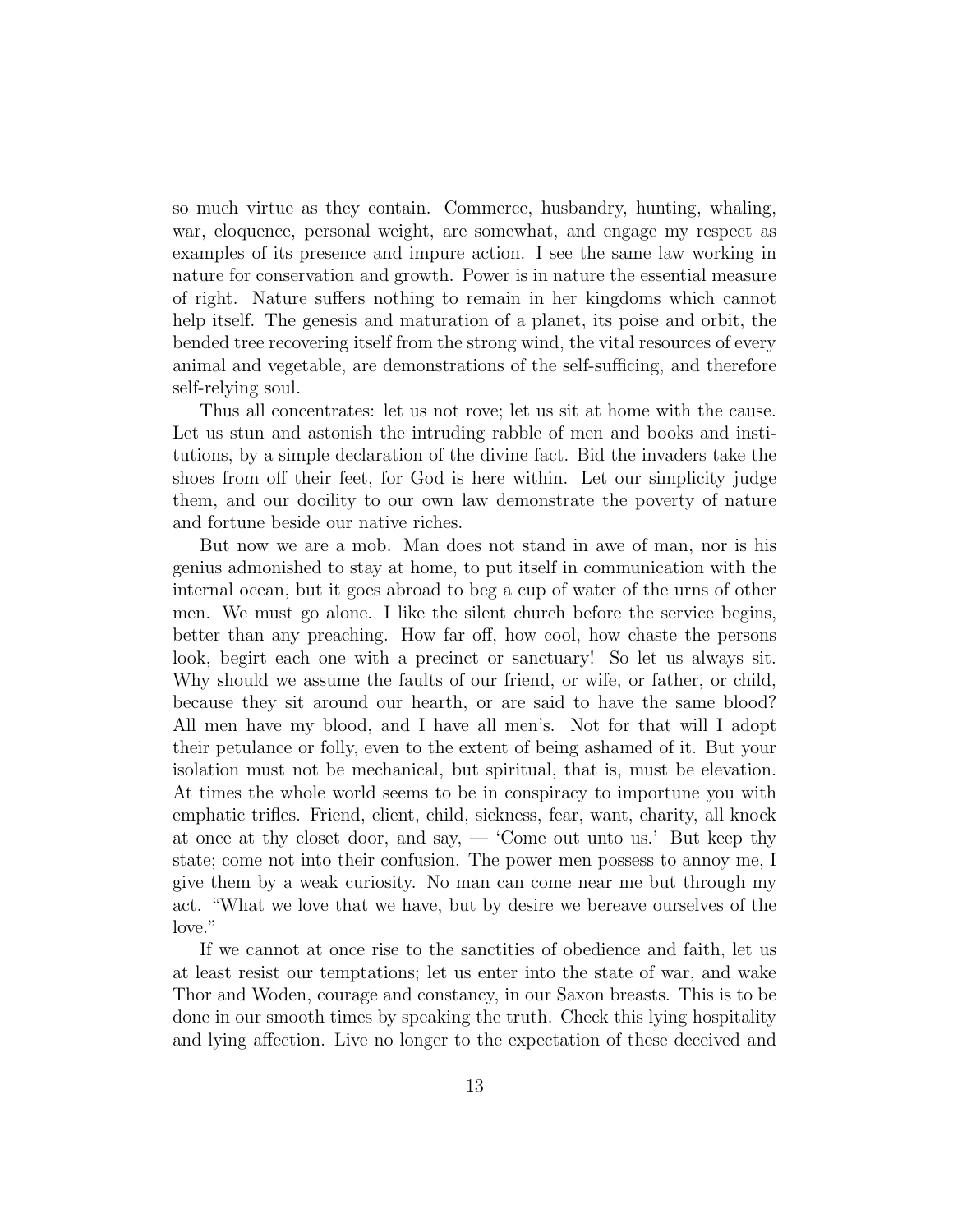so much virtue as they contain. Commerce, husbandry, hunting, whaling, war, eloquence, personal weight, are somewhat, and engage my respect as examples of its presence and impure action. I see the same law working in nature for conservation and growth. Power is in nature the essential measure of right. Nature suffers nothing to remain in her kingdoms which cannot help itself. The genesis and maturation of a planet, its poise and orbit, the bended tree recovering itself from the strong wind, the vital resources of every animal and vegetable, are demonstrations of the self-sufficing, and therefore self-relying soul.

Thus all concentrates: let us not rove; let us sit at home with the cause. Let us stun and astonish the intruding rabble of men and books and institutions, by a simple declaration of the divine fact. Bid the invaders take the shoes from off their feet, for God is here within. Let our simplicity judge them, and our docility to our own law demonstrate the poverty of nature and fortune beside our native riches.

But now we are a mob. Man does not stand in awe of man, nor is his genius admonished to stay at home, to put itself in communication with the internal ocean, but it goes abroad to beg a cup of water of the urns of other men. We must go alone. I like the silent church before the service begins, better than any preaching. How far off, how cool, how chaste the persons look, begirt each one with a precinct or sanctuary! So let us always sit. Why should we assume the faults of our friend, or wife, or father, or child, because they sit around our hearth, or are said to have the same blood? All men have my blood, and I have all men's. Not for that will I adopt their petulance or folly, even to the extent of being ashamed of it. But your isolation must not be mechanical, but spiritual, that is, must be elevation. At times the whole world seems to be in conspiracy to importune you with emphatic trifles. Friend, client, child, sickness, fear, want, charity, all knock at once at thy closet door, and say, — 'Come out unto us.' But keep thy state; come not into their confusion. The power men possess to annoy me, I give them by a weak curiosity. No man can come near me but through my act. "What we love that we have, but by desire we bereave ourselves of the love."

If we cannot at once rise to the sanctities of obedience and faith, let us at least resist our temptations; let us enter into the state of war, and wake Thor and Woden, courage and constancy, in our Saxon breasts. This is to be done in our smooth times by speaking the truth. Check this lying hospitality and lying affection. Live no longer to the expectation of these deceived and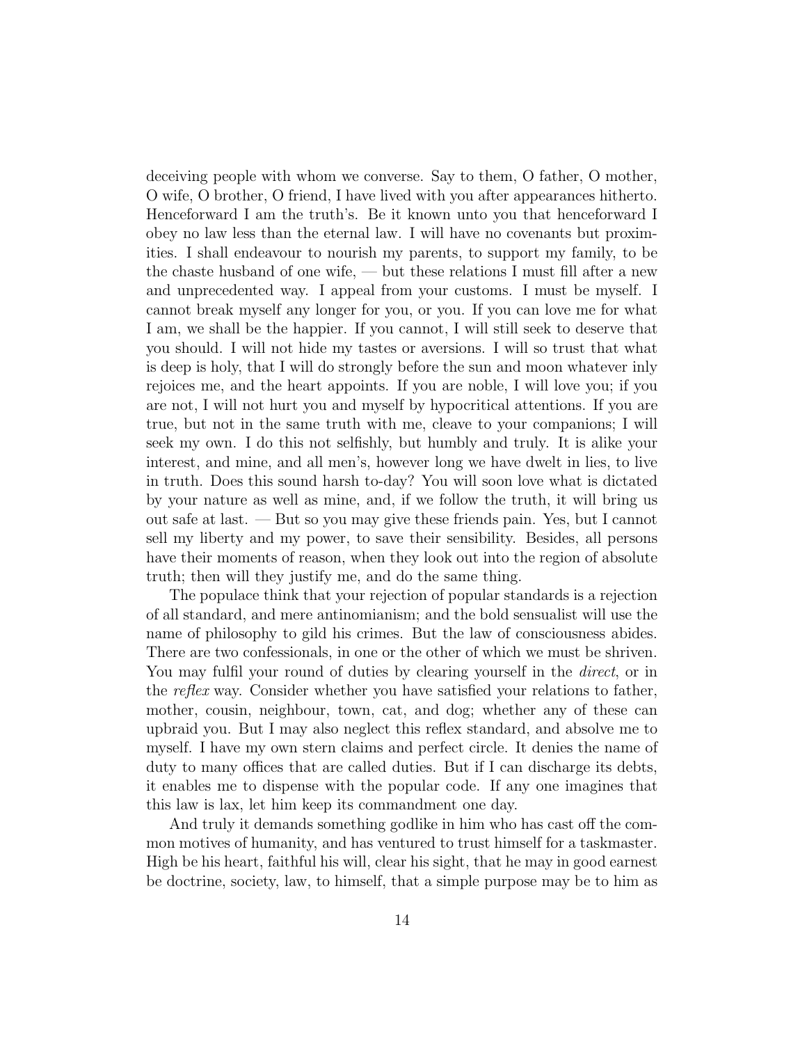deceiving people with whom we converse. Say to them, O father, O mother, O wife, O brother, O friend, I have lived with you after appearances hitherto. Henceforward I am the truth's. Be it known unto you that henceforward I obey no law less than the eternal law. I will have no covenants but proximities. I shall endeavour to nourish my parents, to support my family, to be the chaste husband of one wife, — but these relations I must fill after a new and unprecedented way. I appeal from your customs. I must be myself. I cannot break myself any longer for you, or you. If you can love me for what I am, we shall be the happier. If you cannot, I will still seek to deserve that you should. I will not hide my tastes or aversions. I will so trust that what is deep is holy, that I will do strongly before the sun and moon whatever inly rejoices me, and the heart appoints. If you are noble, I will love you; if you are not, I will not hurt you and myself by hypocritical attentions. If you are true, but not in the same truth with me, cleave to your companions; I will seek my own. I do this not selfishly, but humbly and truly. It is alike your interest, and mine, and all men's, however long we have dwelt in lies, to live in truth. Does this sound harsh to-day? You will soon love what is dictated by your nature as well as mine, and, if we follow the truth, it will bring us out safe at last. — But so you may give these friends pain. Yes, but I cannot sell my liberty and my power, to save their sensibility. Besides, all persons have their moments of reason, when they look out into the region of absolute truth; then will they justify me, and do the same thing.

The populace think that your rejection of popular standards is a rejection of all standard, and mere antinomianism; and the bold sensualist will use the name of philosophy to gild his crimes. But the law of consciousness abides. There are two confessionals, in one or the other of which we must be shriven. You may fulfil your round of duties by clearing yourself in the *direct*, or in the *reflex* way. Consider whether you have satisfied your relations to father, mother, cousin, neighbour, town, cat, and dog; whether any of these can upbraid you. But I may also neglect this reflex standard, and absolve me to myself. I have my own stern claims and perfect circle. It denies the name of duty to many offices that are called duties. But if I can discharge its debts, it enables me to dispense with the popular code. If any one imagines that this law is lax, let him keep its commandment one day.

And truly it demands something godlike in him who has cast off the common motives of humanity, and has ventured to trust himself for a taskmaster. High be his heart, faithful his will, clear his sight, that he may in good earnest be doctrine, society, law, to himself, that a simple purpose may be to him as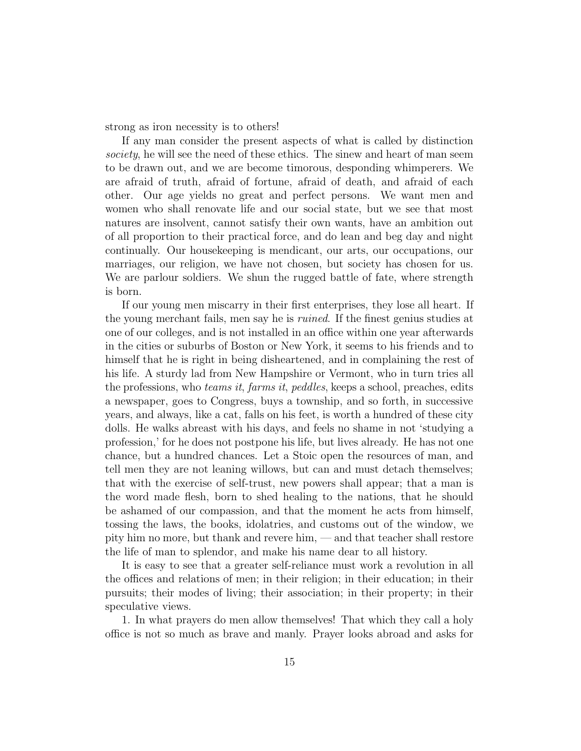strong as iron necessity is to others!

If any man consider the present aspects of what is called by distinction *society*, he will see the need of these ethics. The sinew and heart of man seem to be drawn out, and we are become timorous, desponding whimperers. We are afraid of truth, afraid of fortune, afraid of death, and afraid of each other. Our age yields no great and perfect persons. We want men and women who shall renovate life and our social state, but we see that most natures are insolvent, cannot satisfy their own wants, have an ambition out of all proportion to their practical force, and do lean and beg day and night continually. Our housekeeping is mendicant, our arts, our occupations, our marriages, our religion, we have not chosen, but society has chosen for us. We are parlour soldiers. We shun the rugged battle of fate, where strength is born.

If our young men miscarry in their first enterprises, they lose all heart. If the young merchant fails, men say he is *ruined*. If the finest genius studies at one of our colleges, and is not installed in an office within one year afterwards in the cities or suburbs of Boston or New York, it seems to his friends and to himself that he is right in being disheartened, and in complaining the rest of his life. A sturdy lad from New Hampshire or Vermont, who in turn tries all the professions, who *teams it*, *farms it*, *peddles*, keeps a school, preaches, edits a newspaper, goes to Congress, buys a township, and so forth, in successive years, and always, like a cat, falls on his feet, is worth a hundred of these city dolls. He walks abreast with his days, and feels no shame in not 'studying a profession,' for he does not postpone his life, but lives already. He has not one chance, but a hundred chances. Let a Stoic open the resources of man, and tell men they are not leaning willows, but can and must detach themselves; that with the exercise of self-trust, new powers shall appear; that a man is the word made flesh, born to shed healing to the nations, that he should be ashamed of our compassion, and that the moment he acts from himself, tossing the laws, the books, idolatries, and customs out of the window, we pity him no more, but thank and revere him, — and that teacher shall restore the life of man to splendor, and make his name dear to all history.

It is easy to see that a greater self-reliance must work a revolution in all the offices and relations of men; in their religion; in their education; in their pursuits; their modes of living; their association; in their property; in their speculative views.

1. In what prayers do men allow themselves! That which they call a holy office is not so much as brave and manly. Prayer looks abroad and asks for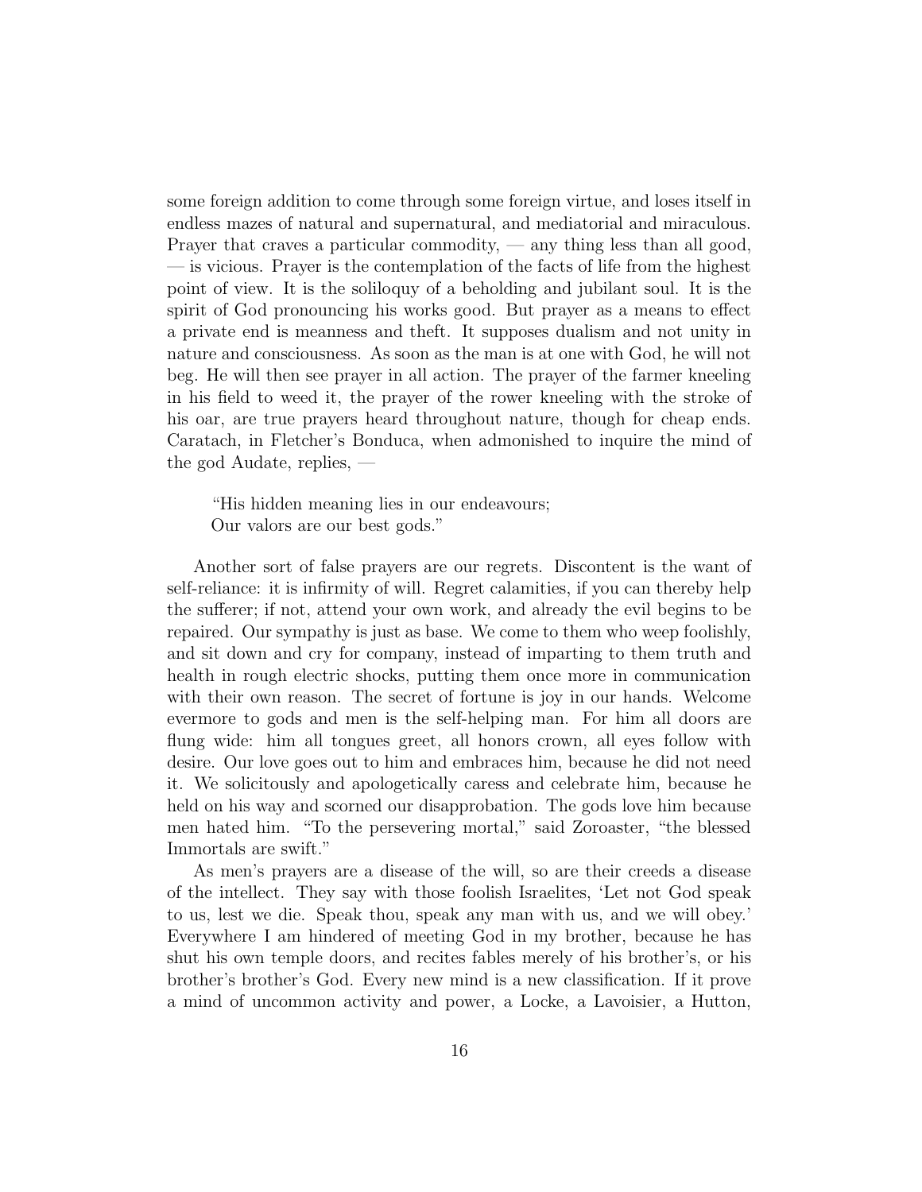some foreign addition to come through some foreign virtue, and loses itself in endless mazes of natural and supernatural, and mediatorial and miraculous. Prayer that craves a particular commodity, — any thing less than all good, — is vicious. Prayer is the contemplation of the facts of life from the highest point of view. It is the soliloquy of a beholding and jubilant soul. It is the spirit of God pronouncing his works good. But prayer as a means to effect a private end is meanness and theft. It supposes dualism and not unity in nature and consciousness. As soon as the man is at one with God, he will not beg. He will then see prayer in all action. The prayer of the farmer kneeling in his field to weed it, the prayer of the rower kneeling with the stroke of his oar, are true prayers heard throughout nature, though for cheap ends. Caratach, in Fletcher's Bonduca, when admonished to inquire the mind of the god Audate, replies, —

> "His hidden meaning lies in our endeavours;
> Our valors are our best gods."

Another sort of false prayers are our regrets. Discontent is the want of self-reliance: it is infirmity of will. Regret calamities, if you can thereby help the sufferer; if not, attend your own work, and already the evil begins to be repaired. Our sympathy is just as base. We come to them who weep foolishly, and sit down and cry for company, instead of imparting to them truth and health in rough electric shocks, putting them once more in communication with their own reason. The secret of fortune is joy in our hands. Welcome evermore to gods and men is the self-helping man. For him all doors are flung wide: him all tongues greet, all honors crown, all eyes follow with desire. Our love goes out to him and embraces him, because he did not need it. We solicitously and apologetically caress and celebrate him, because he held on his way and scorned our disapprobation. The gods love him because men hated him. "To the persevering mortal," said Zoroaster, "the blessed Immortals are swift."

As men's prayers are a disease of the will, so are their creeds a disease of the intellect. They say with those foolish Israelites, 'Let not God speak to us, lest we die. Speak thou, speak any man with us, and we will obey.' Everywhere I am hindered of meeting God in my brother, because he has shut his own temple doors, and recites fables merely of his brother's, or his brother's brother's God. Every new mind is a new classification. If it prove a mind of uncommon activity and power, a Locke, a Lavoisier, a Hutton,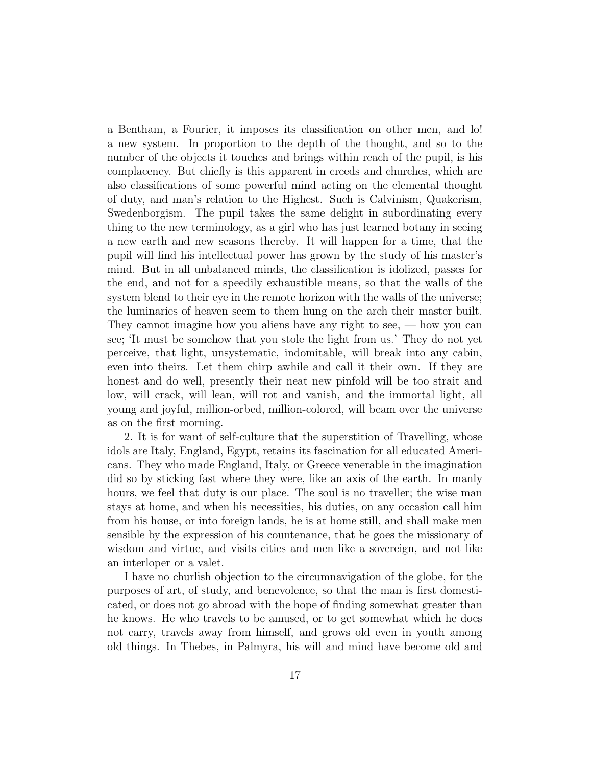a Bentham, a Fourier, it imposes its classification on other men, and lo! a new system. In proportion to the depth of the thought, and so to the number of the objects it touches and brings within reach of the pupil, is his complacency. But chiefly is this apparent in creeds and churches, which are also classifications of some powerful mind acting on the elemental thought of duty, and man's relation to the Highest. Such is Calvinism, Quakerism, Swedenborgism. The pupil takes the same delight in subordinating every thing to the new terminology, as a girl who has just learned botany in seeing a new earth and new seasons thereby. It will happen for a time, that the pupil will find his intellectual power has grown by the study of his master's mind. But in all unbalanced minds, the classification is idolized, passes for the end, and not for a speedily exhaustible means, so that the walls of the system blend to their eye in the remote horizon with the walls of the universe; the luminaries of heaven seem to them hung on the arch their master built. They cannot imagine how you aliens have any right to see, — how you can see; 'It must be somehow that you stole the light from us.' They do not yet perceive, that light, unsystematic, indomitable, will break into any cabin, even into theirs. Let them chirp awhile and call it their own. If they are honest and do well, presently their neat new pinfold will be too strait and low, will crack, will lean, will rot and vanish, and the immortal light, all young and joyful, million-orbed, million-colored, will beam over the universe as on the first morning.

2. It is for want of self-culture that the superstition of Travelling, whose idols are Italy, England, Egypt, retains its fascination for all educated Americans. They who made England, Italy, or Greece venerable in the imagination did so by sticking fast where they were, like an axis of the earth. In manly hours, we feel that duty is our place. The soul is no traveller; the wise man stays at home, and when his necessities, his duties, on any occasion call him from his house, or into foreign lands, he is at home still, and shall make men sensible by the expression of his countenance, that he goes the missionary of wisdom and virtue, and visits cities and men like a sovereign, and not like an interloper or a valet.

I have no churlish objection to the circumnavigation of the globe, for the purposes of art, of study, and benevolence, so that the man is first domesticated, or does not go abroad with the hope of finding somewhat greater than he knows. He who travels to be amused, or to get somewhat which he does not carry, travels away from himself, and grows old even in youth among old things. In Thebes, in Palmyra, his will and mind have become old and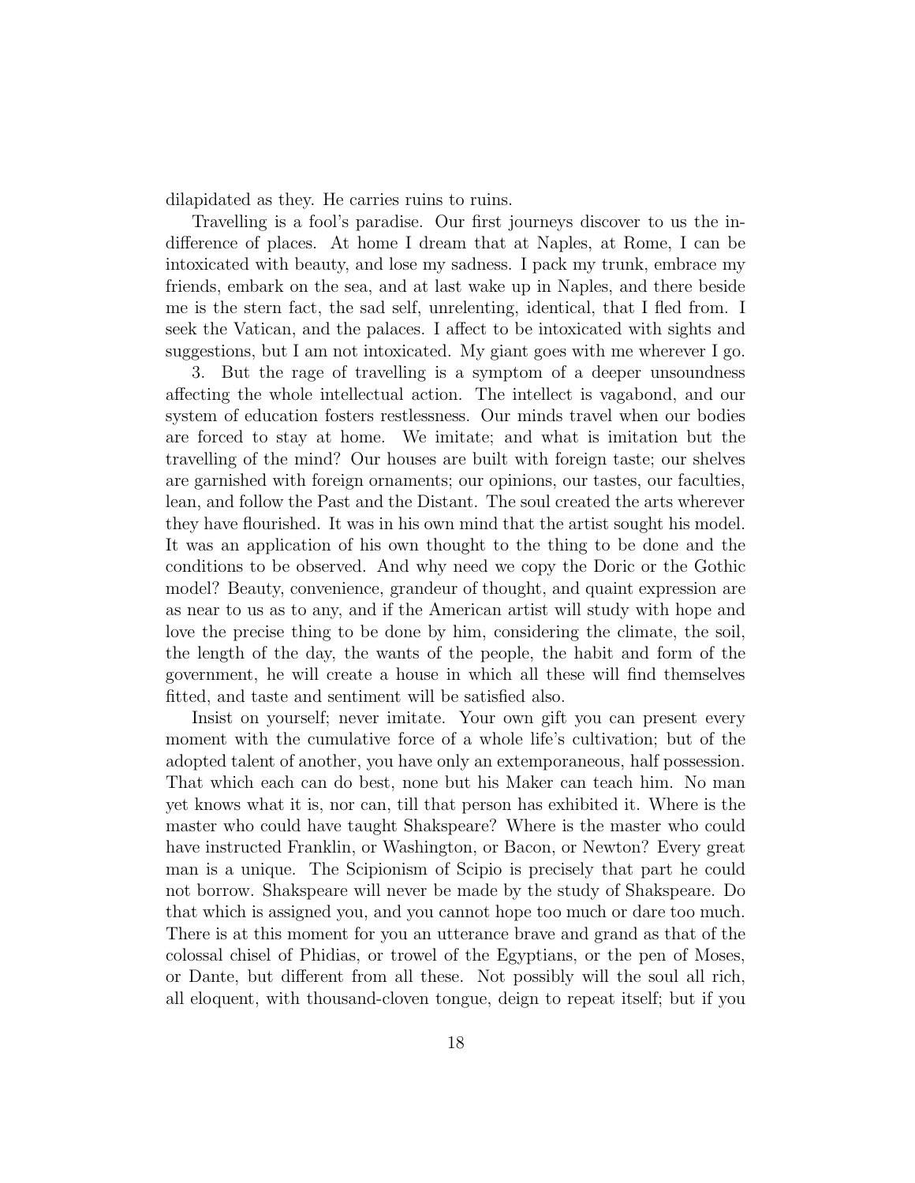dilapidated as they. He carries ruins to ruins.

Travelling is a fool's paradise. Our first journeys discover to us the indifference of places. At home I dream that at Naples, at Rome, I can be intoxicated with beauty, and lose my sadness. I pack my trunk, embrace my friends, embark on the sea, and at last wake up in Naples, and there beside me is the stern fact, the sad self, unrelenting, identical, that I fled from. I seek the Vatican, and the palaces. I affect to be intoxicated with sights and suggestions, but I am not intoxicated. My giant goes with me wherever I go.

3. But the rage of travelling is a symptom of a deeper unsoundness affecting the whole intellectual action. The intellect is vagabond, and our system of education fosters restlessness. Our minds travel when our bodies are forced to stay at home. We imitate; and what is imitation but the travelling of the mind? Our houses are built with foreign taste; our shelves are garnished with foreign ornaments; our opinions, our tastes, our faculties, lean, and follow the Past and the Distant. The soul created the arts wherever they have flourished. It was in his own mind that the artist sought his model. It was an application of his own thought to the thing to be done and the conditions to be observed. And why need we copy the Doric or the Gothic model? Beauty, convenience, grandeur of thought, and quaint expression are as near to us as to any, and if the American artist will study with hope and love the precise thing to be done by him, considering the climate, the soil, the length of the day, the wants of the people, the habit and form of the government, he will create a house in which all these will find themselves fitted, and taste and sentiment will be satisfied also.

Insist on yourself; never imitate. Your own gift you can present every moment with the cumulative force of a whole life's cultivation; but of the adopted talent of another, you have only an extemporaneous, half possession. That which each can do best, none but his Maker can teach him. No man yet knows what it is, nor can, till that person has exhibited it. Where is the master who could have taught Shakspeare? Where is the master who could have instructed Franklin, or Washington, or Bacon, or Newton? Every great man is a unique. The Scipionism of Scipio is precisely that part he could not borrow. Shakspeare will never be made by the study of Shakspeare. Do that which is assigned you, and you cannot hope too much or dare too much. There is at this moment for you an utterance brave and grand as that of the colossal chisel of Phidias, or trowel of the Egyptians, or the pen of Moses, or Dante, but different from all these. Not possibly will the soul all rich, all eloquent, with thousand-cloven tongue, deign to repeat itself; but if you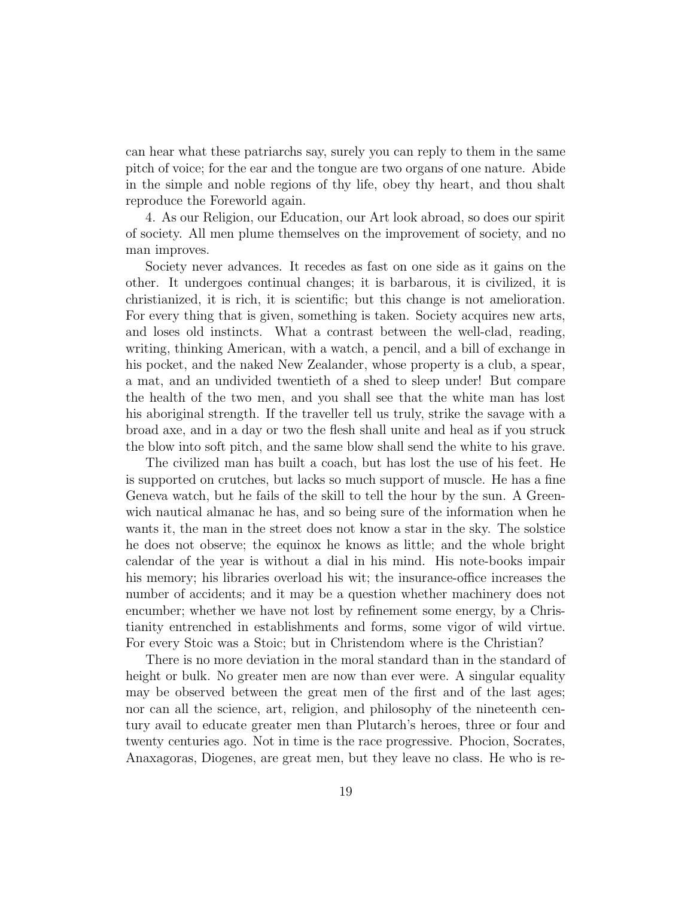can hear what these patriarchs say, surely you can reply to them in the same pitch of voice; for the ear and the tongue are two organs of one nature. Abide in the simple and noble regions of thy life, obey thy heart, and thou shalt reproduce the Foreworld again.

4. As our Religion, our Education, our Art look abroad, so does our spirit of society. All men plume themselves on the improvement of society, and no man improves.

Society never advances. It recedes as fast on one side as it gains on the other. It undergoes continual changes; it is barbarous, it is civilized, it is christianized, it is rich, it is scientific; but this change is not amelioration. For every thing that is given, something is taken. Society acquires new arts, and loses old instincts. What a contrast between the well-clad, reading, writing, thinking American, with a watch, a pencil, and a bill of exchange in his pocket, and the naked New Zealander, whose property is a club, a spear, a mat, and an undivided twentieth of a shed to sleep under! But compare the health of the two men, and you shall see that the white man has lost his aboriginal strength. If the traveller tell us truly, strike the savage with a broad axe, and in a day or two the flesh shall unite and heal as if you struck the blow into soft pitch, and the same blow shall send the white to his grave.

The civilized man has built a coach, but has lost the use of his feet. He is supported on crutches, but lacks so much support of muscle. He has a fine Geneva watch, but he fails of the skill to tell the hour by the sun. A Greenwich nautical almanac he has, and so being sure of the information when he wants it, the man in the street does not know a star in the sky. The solstice he does not observe; the equinox he knows as little; and the whole bright calendar of the year is without a dial in his mind. His note-books impair his memory; his libraries overload his wit; the insurance-office increases the number of accidents; and it may be a question whether machinery does not encumber; whether we have not lost by refinement some energy, by a Christianity entrenched in establishments and forms, some vigor of wild virtue. For every Stoic was a Stoic; but in Christendom where is the Christian?

There is no more deviation in the moral standard than in the standard of height or bulk. No greater men are now than ever were. A singular equality may be observed between the great men of the first and of the last ages; nor can all the science, art, religion, and philosophy of the nineteenth century avail to educate greater men than Plutarch's heroes, three or four and twenty centuries ago. Not in time is the race progressive. Phocion, Socrates, Anaxagoras, Diogenes, are great men, but they leave no class. He who is re-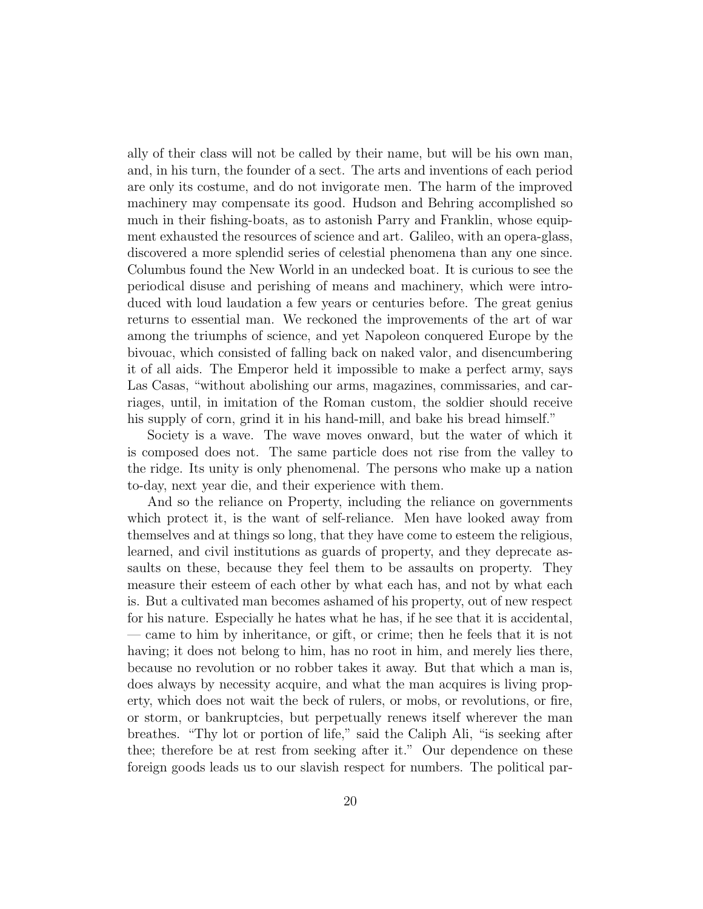ally of their class will not be called by their name, but will be his own man, and, in his turn, the founder of a sect. The arts and inventions of each period are only its costume, and do not invigorate men. The harm of the improved machinery may compensate its good. Hudson and Behring accomplished so much in their fishing-boats, as to astonish Parry and Franklin, whose equipment exhausted the resources of science and art. Galileo, with an opera-glass, discovered a more splendid series of celestial phenomena than any one since. Columbus found the New World in an undecked boat. It is curious to see the periodical disuse and perishing of means and machinery, which were introduced with loud laudation a few years or centuries before. The great genius returns to essential man. We reckoned the improvements of the art of war among the triumphs of science, and yet Napoleon conquered Europe by the bivouac, which consisted of falling back on naked valor, and disencumbering it of all aids. The Emperor held it impossible to make a perfect army, says Las Casas, "without abolishing our arms, magazines, commissaries, and carriages, until, in imitation of the Roman custom, the soldier should receive his supply of corn, grind it in his hand-mill, and bake his bread himself."

Society is a wave. The wave moves onward, but the water of which it is composed does not. The same particle does not rise from the valley to the ridge. Its unity is only phenomenal. The persons who make up a nation to-day, next year die, and their experience with them.

And so the reliance on Property, including the reliance on governments which protect it, is the want of self-reliance. Men have looked away from themselves and at things so long, that they have come to esteem the religious, learned, and civil institutions as guards of property, and they deprecate assaults on these, because they feel them to be assaults on property. They measure their esteem of each other by what each has, and not by what each is. But a cultivated man becomes ashamed of his property, out of new respect for his nature. Especially he hates what he has, if he see that it is accidental, — came to him by inheritance, or gift, or crime; then he feels that it is not having; it does not belong to him, has no root in him, and merely lies there, because no revolution or no robber takes it away. But that which a man is, does always by necessity acquire, and what the man acquires is living property, which does not wait the beck of rulers, or mobs, or revolutions, or fire, or storm, or bankruptcies, but perpetually renews itself wherever the man breathes. "Thy lot or portion of life," said the Caliph Ali, "is seeking after thee; therefore be at rest from seeking after it." Our dependence on these foreign goods leads us to our slavish respect for numbers. The political par-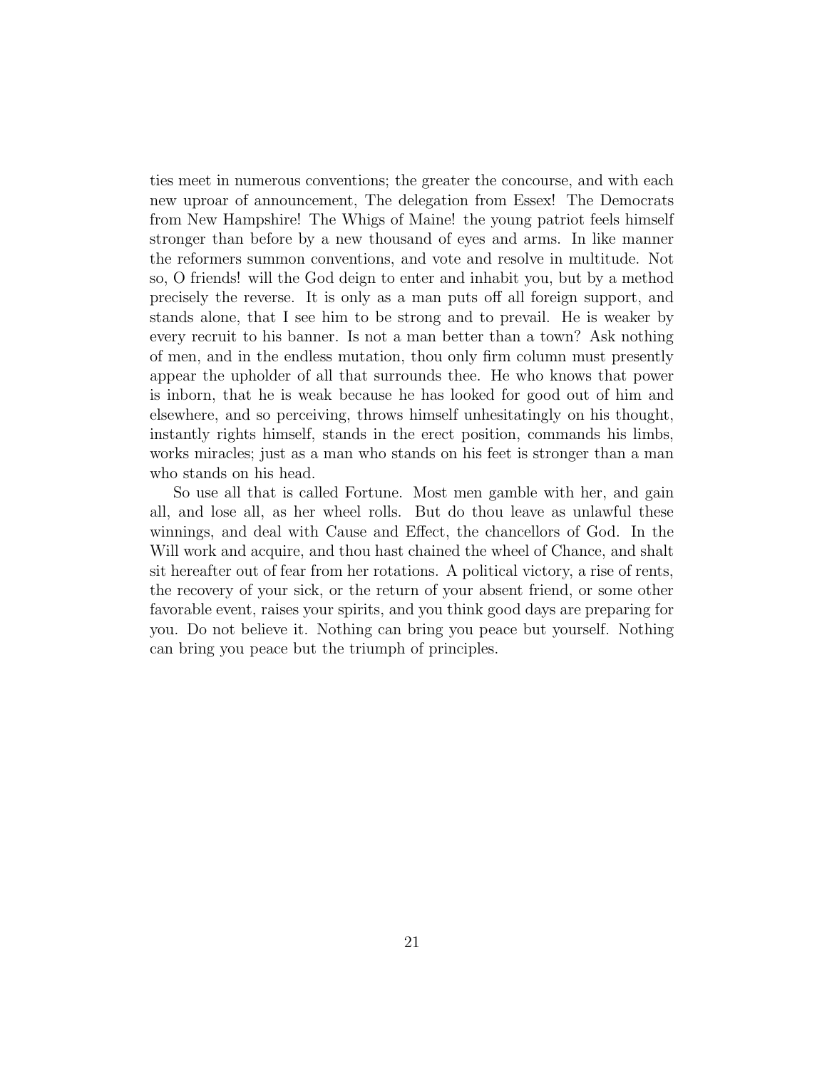ties meet in numerous conventions; the greater the concourse, and with each new uproar of announcement, The delegation from Essex! The Democrats from New Hampshire! The Whigs of Maine! the young patriot feels himself stronger than before by a new thousand of eyes and arms. In like manner the reformers summon conventions, and vote and resolve in multitude. Not so, O friends! will the God deign to enter and inhabit you, but by a method precisely the reverse. It is only as a man puts off all foreign support, and stands alone, that I see him to be strong and to prevail. He is weaker by every recruit to his banner. Is not a man better than a town? Ask nothing of men, and in the endless mutation, thou only firm column must presently appear the upholder of all that surrounds thee. He who knows that power is inborn, that he is weak because he has looked for good out of him and elsewhere, and so perceiving, throws himself unhesitatingly on his thought, instantly rights himself, stands in the erect position, commands his limbs, works miracles; just as a man who stands on his feet is stronger than a man who stands on his head.

So use all that is called Fortune. Most men gamble with her, and gain all, and lose all, as her wheel rolls. But do thou leave as unlawful these winnings, and deal with Cause and Effect, the chancellors of God. In the Will work and acquire, and thou hast chained the wheel of Chance, and shalt sit hereafter out of fear from her rotations. A political victory, a rise of rents, the recovery of your sick, or the return of your absent friend, or some other favorable event, raises your spirits, and you think good days are preparing for you. Do not believe it. Nothing can bring you peace but yourself. Nothing can bring you peace but the triumph of principles.